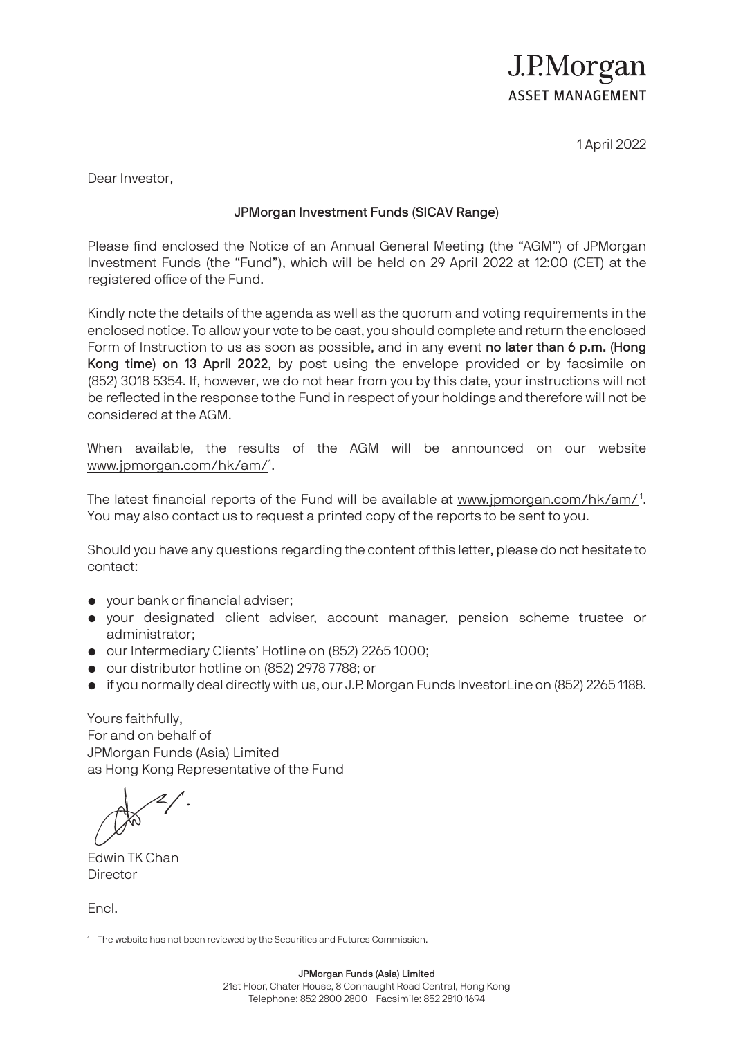J.P.Morgan
ASSET MANAGEMENT

1 April 2022

Dear Investor,

**JPMorgan Investment Funds (SICAV Range)**

Please find enclosed the Notice of an Annual General Meeting (the "AGM") of JPMorgan Investment Funds (the "Fund"), which will be held on 29 April 2022 at 12:00 (CET) at the registered office of the Fund.

Kindly note the details of the agenda as well as the quorum and voting requirements in the enclosed notice. To allow your vote to be cast, you should complete and return the enclosed Form of Instruction to us as soon as possible, and in any event **no later than 6 p.m. (Hong Kong time) on 13 April 2022**, by post using the envelope provided or by facsimile on (852) 3018 5354. If, however, we do not hear from you by this date, your instructions will not be reflected in the response to the Fund in respect of your holdings and therefore will not be considered at the AGM.

When available, the results of the AGM will be announced on our website www.jpmorgan.com/hk/am/[1].

The latest financial reports of the Fund will be available at www.jpmorgan.com/hk/am/[1]. You may also contact us to request a printed copy of the reports to be sent to you.

Should you have any questions regarding the content of this letter, please do not hesitate to contact:

- your bank or financial adviser;
- your designated client adviser, account manager, pension scheme trustee or administrator;
- our Intermediary Clients' Hotline on (852) 2265 1000;
- our distributor hotline on (852) 2978 7788; or
- if you normally deal directly with us, our J.P. Morgan Funds InvestorLine on (852) 2265 1188.

Yours faithfully,
For and on behalf of
JPMorgan Funds (Asia) Limited
as Hong Kong Representative of the Fund

Edwin TK Chan
Director

Encl.

[1] The website has not been reviewed by the Securities and Futures Commission.

**JPMorgan Funds (Asia) Limited**
21st Floor, Chater House, 8 Connaught Road Central, Hong Kong
Telephone: 852 2800 2800 Facsimile: 852 2810 1694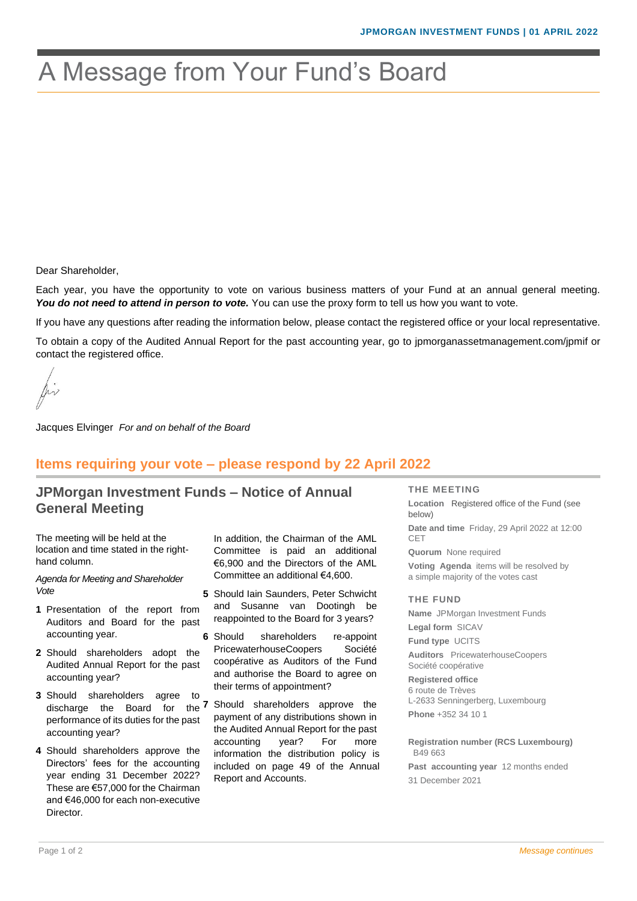# A Message from Your Fund's Board

Dear Shareholder,

Each year, you have the opportunity to vote on various business matters of your Fund at an annual general meeting. ***You do not need to attend in person to vote.*** You can use the proxy form to tell us how you want to vote.

If you have any questions after reading the information below, please contact the registered office or your local representative.

To obtain a copy of the Audited Annual Report for the past accounting year, go to jpmorganassetmanagement.com/jpmif or contact the registered office.

Jacques Elvinger *For and on behalf of the Board*

## Items requiring your vote – please respond by 22 April 2022

### JPMorgan Investment Funds – Notice of Annual General Meeting

The meeting will be held at the location and time stated in the right-hand column.

*Agenda for Meeting and Shareholder Vote*

1. Presentation of the report from Auditors and Board for the past accounting year.
2. Should shareholders adopt the Audited Annual Report for the past accounting year?
3. Should shareholders agree to discharge the Board for the performance of its duties for the past accounting year?
4. Should shareholders approve the Directors' fees for the accounting year ending 31 December 2022? These are €57,000 for the Chairman and €46,000 for each non-executive Director.

   In addition, the Chairman of the AML Committee is paid an additional €6,900 and the Directors of the AML Committee an additional €4,600.
5. Should Iain Saunders, Peter Schwicht and Susanne van Dootingh be reappointed to the Board for 3 years?
6. Should shareholders re-appoint PricewaterhouseCoopers Société coopérative as Auditors of the Fund and authorise the Board to agree on their terms of appointment?
7. Should shareholders approve the payment of any distributions shown in the Audited Annual Report for the past accounting year? For more information the distribution policy is included on page 49 of the Annual Report and Accounts.

#### THE MEETING

**Location** Registered office of the Fund (see below)

**Date and time** Friday, 29 April 2022 at 12:00 CET

**Quorum** None required

**Voting Agenda** items will be resolved by a simple majority of the votes cast

#### THE FUND

**Name** JPMorgan Investment Funds

**Legal form** SICAV

**Fund type** UCITS

**Auditors** PricewaterhouseCoopers Société coopérative

**Registered office**
6 route de Trèves
L-2633 Senningerberg, Luxembourg

**Phone** +352 34 10 1

**Registration number (RCS Luxembourg)** B49 663

**Past accounting year** 12 months ended 31 December 2021

*Message continues*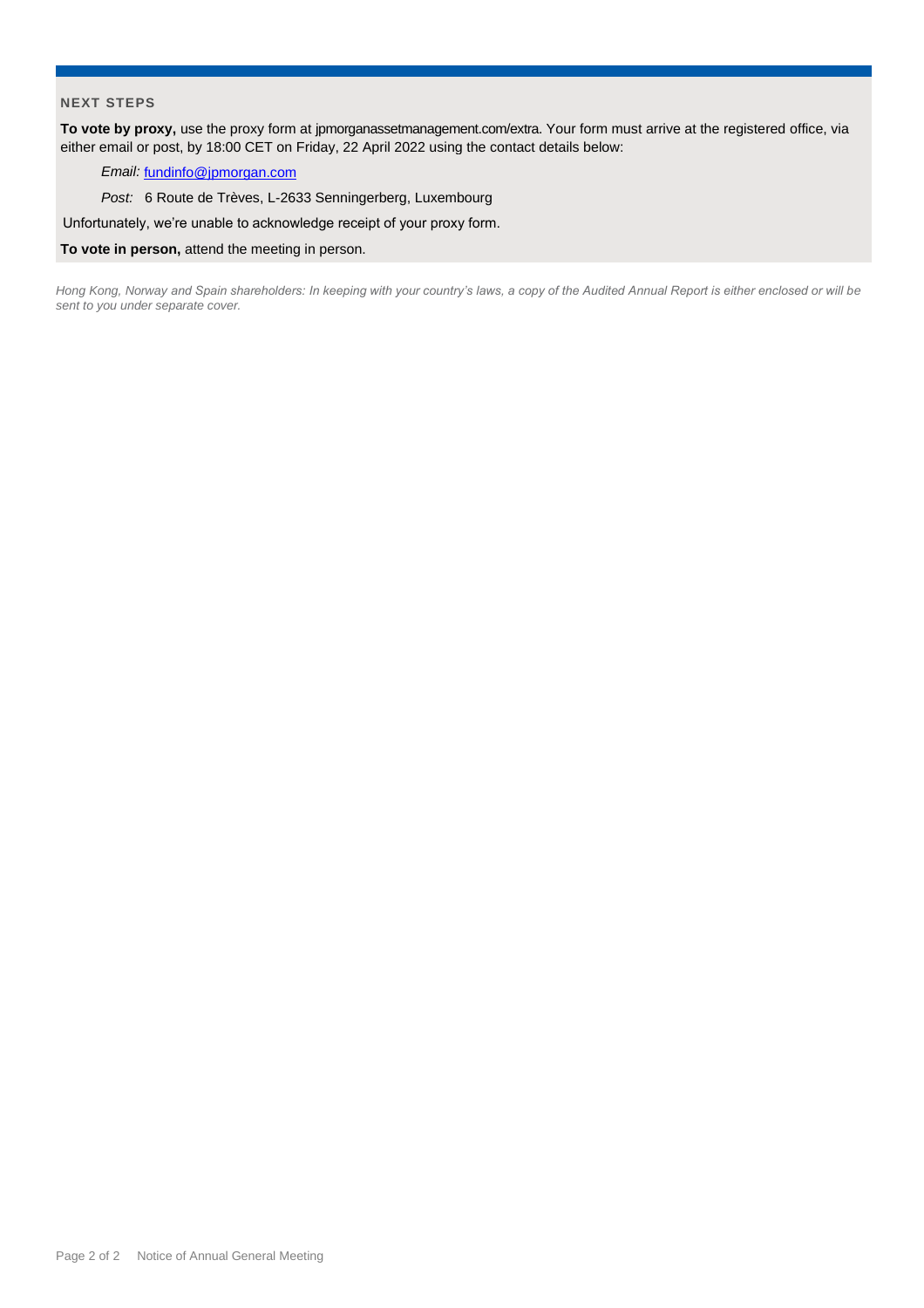## NEXT STEPS

**To vote by proxy,** use the proxy form at jpmorganassetmanagement.com/extra. Your form must arrive at the registered office, via either email or post, by 18:00 CET on Friday, 22 April 2022 using the contact details below:

*Email:* fundinfo@jpmorgan.com

*Post:* 6 Route de Trèves, L-2633 Senningerberg, Luxembourg

Unfortunately, we're unable to acknowledge receipt of your proxy form.

**To vote in person,** attend the meeting in person.

*Hong Kong, Norway and Spain shareholders: In keeping with your country's laws, a copy of the Audited Annual Report is either enclosed or will be sent to you under separate cover.*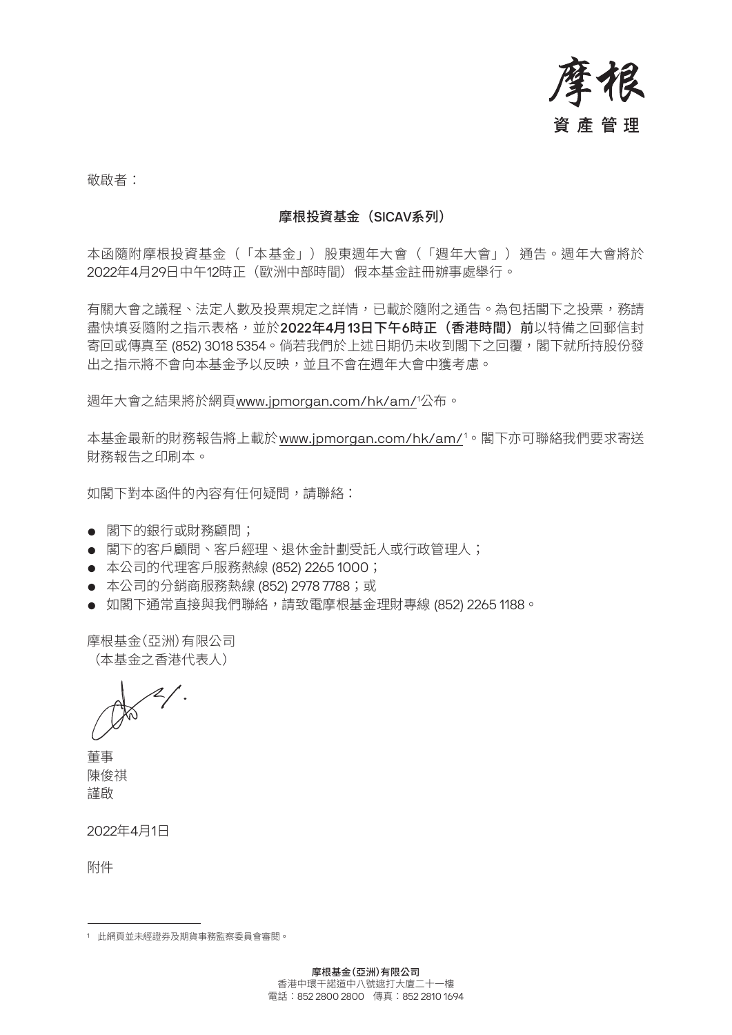摩根
資產管理

敬啟者：

**摩根投資基金（SICAV系列）**

本函隨附摩根投資基金（「本基金」）股東週年大會（「週年大會」）通告。週年大會將於2022年4月29日中午12時正（歐洲中部時間）假本基金註冊辦事處舉行。

有關大會之議程、法定人數及投票規定之詳情，已載於隨附之通告。為包括閣下之投票，務請盡快填妥隨附之指示表格，並於**2022年4月13日下午6時正（香港時間）前**以特備之回郵信封寄回或傳真至 (852) 3018 5354。倘若我們於上述日期仍未收到閣下之回覆，閣下就所持股份發出之指示將不會向本基金予以反映，並且不會在週年大會中獲考慮。

週年大會之結果將於網頁www.jpmorgan.com/hk/am/[1]公布。

本基金最新的財務報告將上載於 www.jpmorgan.com/hk/am/[1]。閣下亦可聯絡我們要求寄送財務報告之印刷本。

如閣下對本函件的內容有任何疑問，請聯絡：

- 閣下的銀行或財務顧問；
- 閣下的客戶顧問、客戶經理、退休金計劃受託人或行政管理人；
- 本公司的代理客戶服務熱線 (852) 2265 1000；
- 本公司的分銷商服務熱線 (852) 2978 7788；或
- 如閣下通常直接與我們聯絡，請致電摩根基金理財專線 (852) 2265 1188。

摩根基金（亞洲）有限公司
（本基金之香港代表人）

董事
陳俊祺
謹啟

2022年4月1日

附件

[1] 此網頁並未經證券及期貨事務監察委員會審閱。

**摩根基金（亞洲）有限公司**
香港中環干諾道中八號遮打大廈二十一樓
電話：852 2800 2800　傳真：852 2810 1694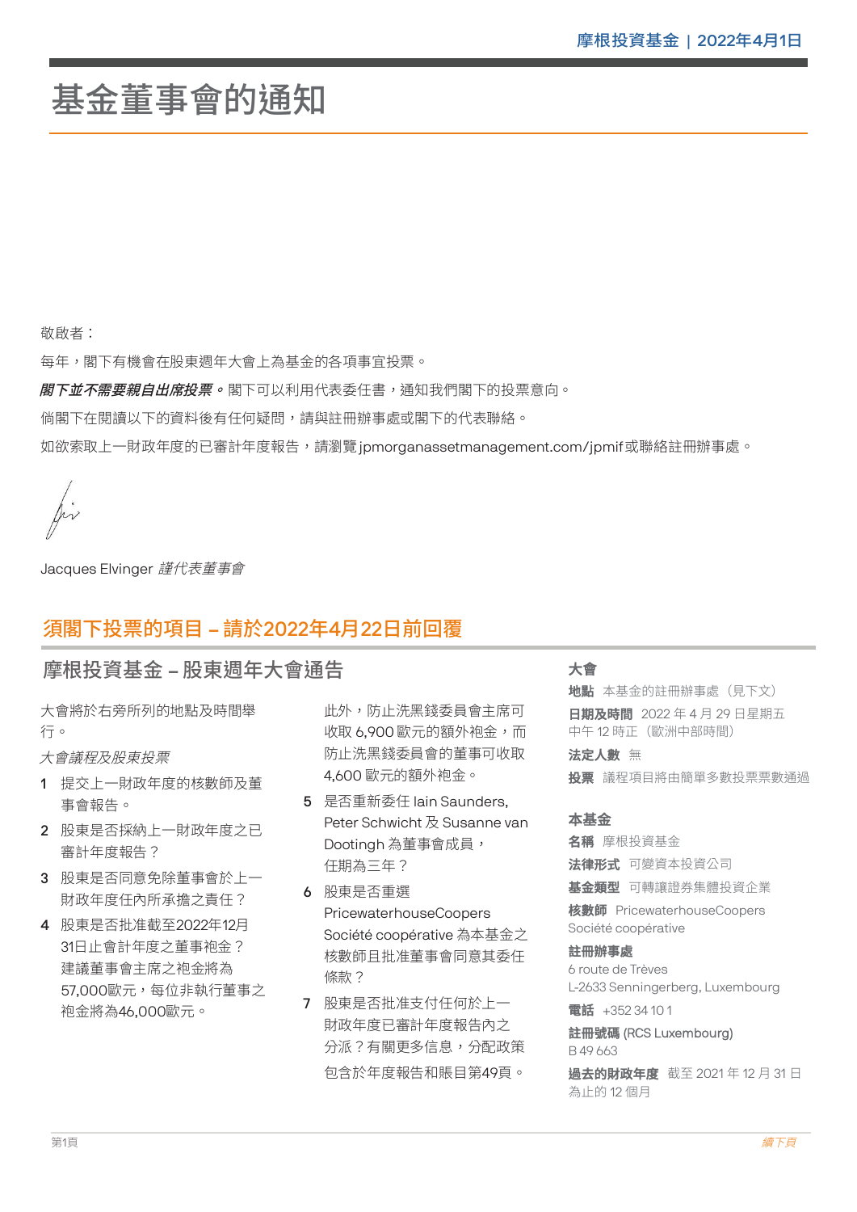# 基金董事會的通知

敬啟者：

每年，閣下有機會在股東週年大會上為基金的各項事宜投票。

***閣下並不需要親自出席投票。*** 閣下可以利用代表委任書，通知我們閣下的投票意向。

倘閣下在閱讀以下的資料後有任何疑問，請與註冊辦事處或閣下的代表聯絡。

如欲索取上一財政年度的已審計年度報告，請瀏覽jpmorganassetmanagement.com/jpmif或聯絡註冊辦事處。

Jacques Elvinger *謹代表董事會*

## 須閣下投票的項目 – 請於2022年4月22日前回覆

### 摩根投資基金 – 股東週年大會通告

大會將於右旁所列的地點及時間舉行。

*大會議程及股東投票*

1 提交上一財政年度的核數師及董事會報告。

2 股東是否採納上一財政年度之已審計年度報告？

3 股東是否同意免除董事會於上一財政年度任內所承擔之責任？

4 股東是否批准截至2022年12月31日止會計年度之董事袍金？建議董事會主席之袍金將為57,000歐元，每位非執行董事之袍金將為46,000歐元。

此外，防止洗黑錢委員會主席可收取 6,900 歐元的額外袍金，而防止洗黑錢委員會的董事可收取 4,600 歐元的額外袍金。

5 是否重新委任 Iain Saunders, Peter Schwicht 及 Susanne van Dootingh 為董事會成員，任期為三年？

6 股東是否重選 PricewaterhouseCoopers Société coopérative 為本基金之核數師且批准董事會同意其委任條款？

7 股東是否批准支付任何於上一財政年度已審計年度報告內之分派？有關更多信息，分配政策包含於年度報告和賬目第49頁。

**大會**

**地點** 本基金的註冊辦事處（見下文）

**日期及時間** 2022 年 4 月 29 日星期五中午 12 時正（歐洲中部時間）

**法定人數** 無

**投票** 議程項目將由簡單多數投票票數通過

**本基金**

**名稱** 摩根投資基金

**法律形式** 可變資本投資公司

**基金類型** 可轉讓證券集體投資企業

**核數師** PricewaterhouseCoopers Société coopérative

**註冊辦事處**
6 route de Trèves
L-2633 Senningerberg, Luxembourg

**電話** +352 34 10 1

**註冊號碼 (RCS Luxembourg)**
B 49 663

**過去的財政年度** 截至 2021 年 12 月 31 日為止的 12 個月

*續下頁*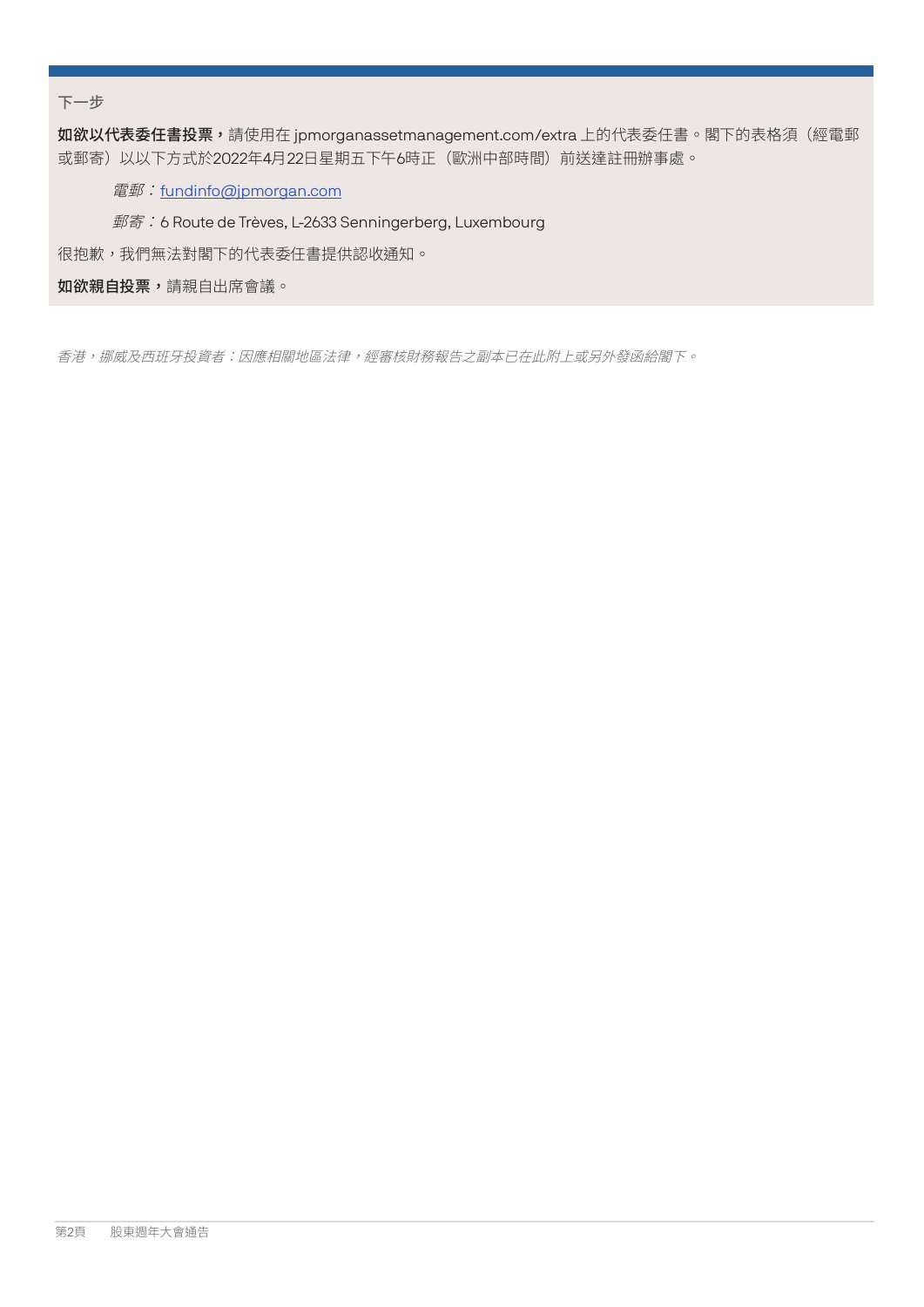### 下一步

**如欲以代表委任書投票，**請使用在 jpmorganassetmanagement.com/extra 上的代表委任書。閣下的表格須（經電郵或郵寄）以以下方式於2022年4月22日星期五下午6時正（歐洲中部時間）前送達註冊辦事處。

*電郵：* fundinfo@jpmorgan.com

*郵寄：* 6 Route de Trèves, L-2633 Senningerberg, Luxembourg

很抱歉，我們無法對閣下的代表委任書提供認收通知。

**如欲親自投票，**請親自出席會議。

*香港，挪威及西班牙投資者：因應相關地區法律，經審核財務報告之副本已在此附上或另外發函給閣下。*